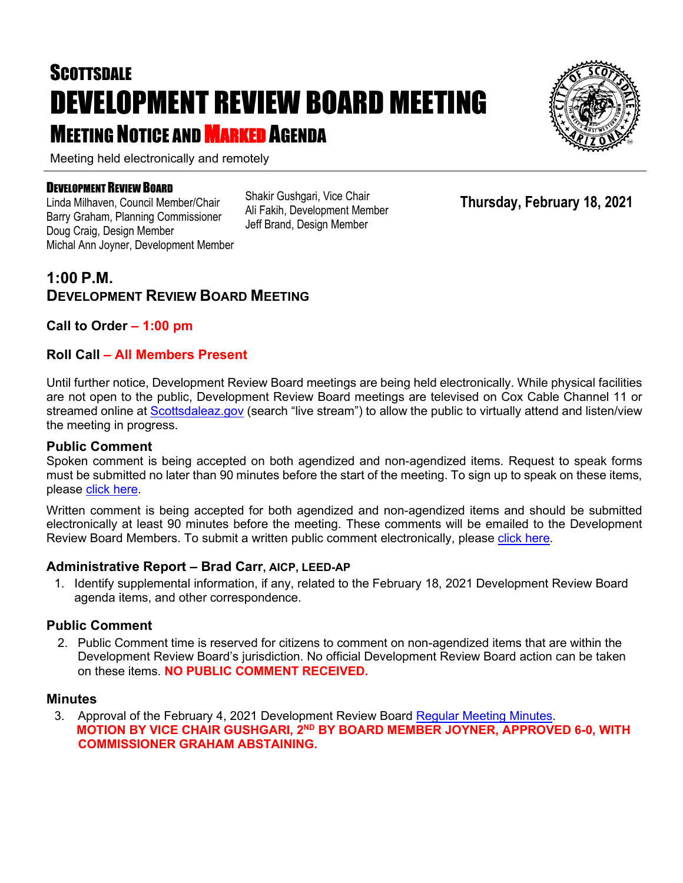# SCOTTSDALE DEVELOPMENT REVIEW BOARD MEETING

## MEETING NOTICE AND MARKED AGENDA

Meeting held electronically and remotely

**DEVELOPMENT REVIEW BOARD**

Linda Milhaven, Council Member/Chair
Barry Graham, Planning Commissioner
Doug Craig, Design Member
Michal Ann Joyner, Development Member
Shakir Gushgari, Vice Chair
Ali Fakih, Development Member
Jeff Brand, Design Member

**Thursday, February 18, 2021**

## 1:00 P.M.
## DEVELOPMENT REVIEW BOARD MEETING

### Call to Order – 1:00 pm

### Roll Call – All Members Present

Until further notice, Development Review Board meetings are being held electronically. While physical facilities are not open to the public, Development Review Board meetings are televised on Cox Cable Channel 11 or streamed online at Scottsdaleaz.gov (search "live stream") to allow the public to virtually attend and listen/view the meeting in progress.

### Public Comment

Spoken comment is being accepted on both agendized and non-agendized items. Request to speak forms must be submitted no later than 90 minutes before the start of the meeting. To sign up to speak on these items, please click here.

Written comment is being accepted for both agendized and non-agendized items and should be submitted electronically at least 90 minutes before the meeting. These comments will be emailed to the Development Review Board Members. To submit a written public comment electronically, please click here.

### Administrative Report – Brad Carr, AICP, LEED-AP

1. Identify supplemental information, if any, related to the February 18, 2021 Development Review Board agenda items, and other correspondence.

### Public Comment

2. Public Comment time is reserved for citizens to comment on non-agendized items that are within the Development Review Board's jurisdiction. No official Development Review Board action can be taken on these items. **NO PUBLIC COMMENT RECEIVED.**

### Minutes

3. Approval of the February 4, 2021 Development Review Board Regular Meeting Minutes.
**MOTION BY VICE CHAIR GUSHGARI, 2ND BY BOARD MEMBER JOYNER, APPROVED 6-0, WITH COMMISSIONER GRAHAM ABSTAINING.**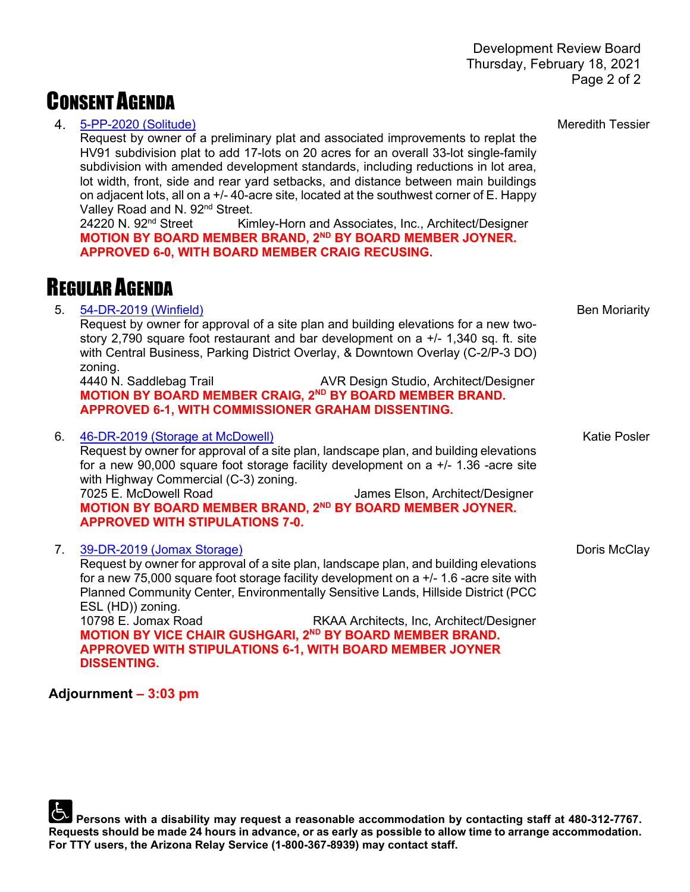# CONSENT AGENDA

4. 5-PP-2020 (Solitude) — Meredith Tessier

   Request by owner of a preliminary plat and associated improvements to replat the HV91 subdivision plat to add 17-lots on 20 acres for an overall 33-lot single-family subdivision with amended development standards, including reductions in lot area, lot width, front, side and rear yard setbacks, and distance between main buildings on adjacent lots, all on a +/- 40-acre site, located at the southwest corner of E. Happy Valley Road and N. 92nd Street.

   24220 N. 92nd Street — Kimley-Horn and Associates, Inc., Architect/Designer

   **MOTION BY BOARD MEMBER BRAND, 2ND BY BOARD MEMBER JOYNER. APPROVED 6-0, WITH BOARD MEMBER CRAIG RECUSING.**

# REGULAR AGENDA

5. 54-DR-2019 (Winfield) — Ben Moriarty

   Request by owner for approval of a site plan and building elevations for a new two-story 2,790 square foot restaurant and bar development on a +/- 1,340 sq. ft. site with Central Business, Parking District Overlay, & Downtown Overlay (C-2/P-3 DO) zoning.

   4440 N. Saddlebag Trail — AVR Design Studio, Architect/Designer

   **MOTION BY BOARD MEMBER CRAIG, 2ND BY BOARD MEMBER BRAND. APPROVED 6-1, WITH COMMISSIONER GRAHAM DISSENTING.**

6. 46-DR-2019 (Storage at McDowell) — Katie Posler

   Request by owner for approval of a site plan, landscape plan, and building elevations for a new 90,000 square foot storage facility development on a +/- 1.36 -acre site with Highway Commercial (C-3) zoning.

   7025 E. McDowell Road — James Elson, Architect/Designer

   **MOTION BY BOARD MEMBER BRAND, 2ND BY BOARD MEMBER JOYNER. APPROVED WITH STIPULATIONS 7-0.**

7. 39-DR-2019 (Jomax Storage) — Doris McClay

   Request by owner for approval of a site plan, landscape plan, and building elevations for a new 75,000 square foot storage facility development on a +/- 1.6 -acre site with Planned Community Center, Environmentally Sensitive Lands, Hillside District (PCC ESL (HD)) zoning.

   10798 E. Jomax Road — RKAA Architects, Inc, Architect/Designer

   **MOTION BY VICE CHAIR GUSHGARI, 2ND BY BOARD MEMBER BRAND. APPROVED WITH STIPULATIONS 6-1, WITH BOARD MEMBER JOYNER DISSENTING.**

**Adjournment – 3:03 pm**

**Persons with a disability may request a reasonable accommodation by contacting staff at 480-312-7767. Requests should be made 24 hours in advance, or as early as possible to allow time to arrange accommodation. For TTY users, the Arizona Relay Service (1-800-367-8939) may contact staff.**